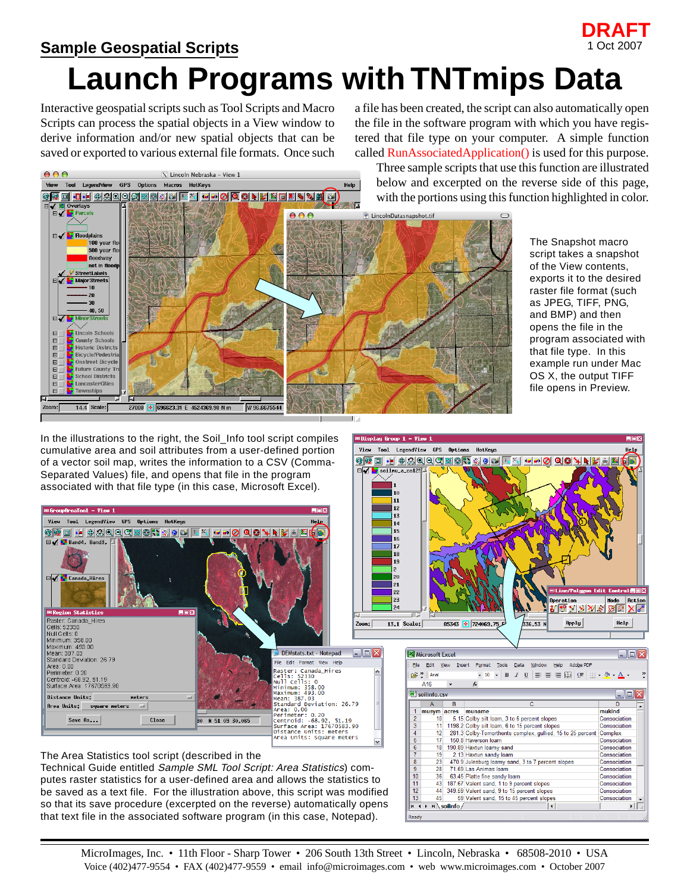**DRAFT**
1 Oct 2007

## Sample Geospatial Scripts

# Launch Programs with TNTmips Data

Interactive geospatial scripts such as Tool Scripts and Macro Scripts can process the spatial objects in a View window to derive information and/or new spatial objects that can be saved or exported to various external file formats. Once such a file has been created, the script can also automatically open the file in the software program with which you have registered that file type on your computer. A simple function called RunAssociatedApplication() is used for this purpose. Three sample scripts that use this function are illustrated below and excerpted on the reverse side of this page, with the portions using this function highlighted in color.

The Snapshot macro script takes a snapshot of the View contents, exports it to the desired raster file format (such as JPEG, TIFF, PNG, and BMP) and then opens the file in the program associated with that file type. In this example run under Mac OS X, the output TIFF file opens in Preview.

In the illustrations to the right, the Soil_Info tool script compiles cumulative area and soil attributes from a user-defined portion of a vector soil map, writes the information to a CSV (Comma-Separated Values) file, and opens that file in the program associated with that file type (in this case, Microsoft Excel).

The Area Statistics tool script (described in the Technical Guide entitled *Sample SML Tool Script: Area Statistics*) computes raster statistics for a user-defined area and allows the statistics to be saved as a text file. For the illustration above, this script was modified so that its save procedure (excerpted on the reverse) automatically opens that text file in the associated software program (in this case, Notepad).

MicroImages, Inc. • 11th Floor - Sharp Tower • 206 South 13th Street • Lincoln, Nebraska • 68508-2010 • USA
Voice (402)477-9554 • FAX (402)477-9559 • email info@microimages.com • web www.microimages.com • October 2007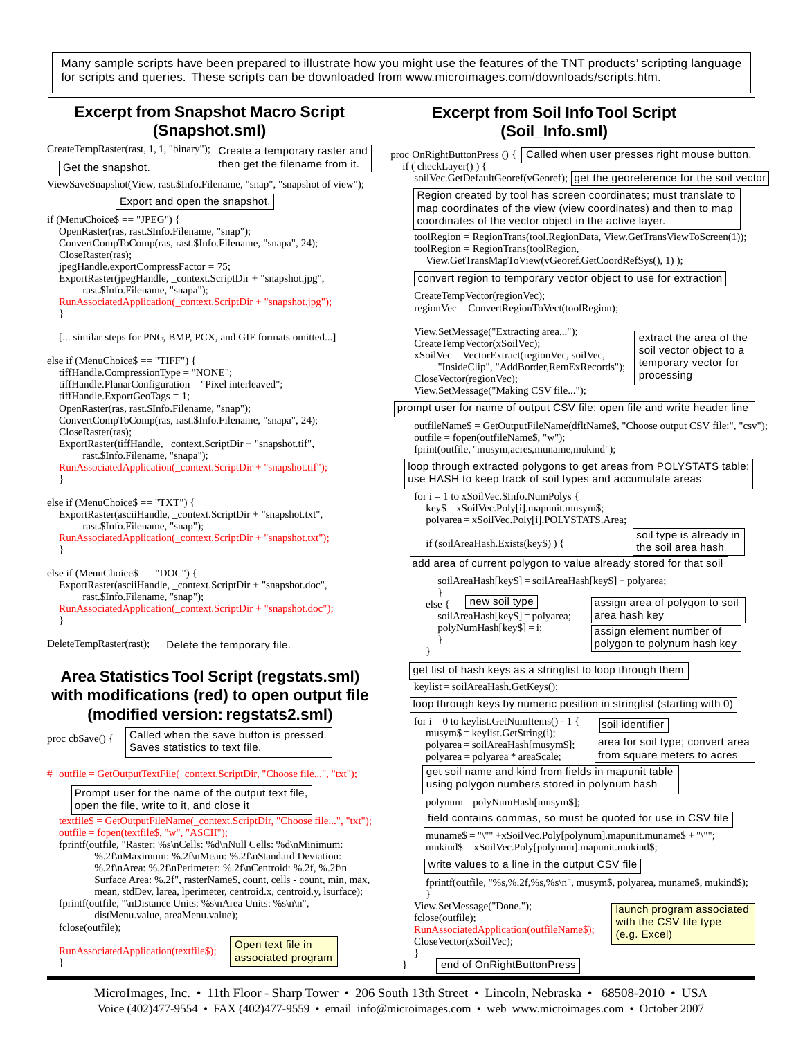Many sample scripts have been prepared to illustrate how you might use the features of the TNT products' scripting language for scripts and queries. These scripts can be downloaded from www.microimages.com/downloads/scripts.htm.

## Excerpt from Snapshot Macro Script (Snapshot.sml)

```
CreateTempRaster(rast, 1, 1, "binary");
```

Create a temporary raster and then get the filename from it.

Get the snapshot.

```
ViewSaveSnapshot(View, rast.$Info.Filename, "snap", "snapshot of view");
```

Export and open the snapshot.

```
if (MenuChoice$ == "JPEG") {
   OpenRaster(ras, rast.$Info.Filename, "snap");
   ConvertCompToComp(ras, rast.$Info.Filename, "snapa", 24);
   CloseRaster(ras);
   jpegHandle.exportCompressFactor = 75;
   ExportRaster(jpegHandle, _context.ScriptDir + "snapshot.jpg",
         rast.$Info.Filename, "snapa");
   RunAssociatedApplication(_context.ScriptDir + "snapshot.jpg");
   }

   [... similar steps for PNG, BMP, PCX, and GIF formats omitted...]

else if (MenuChoice$ == "TIFF") {
   tiffHandle.CompressionType = "NONE";
   tiffHandle.PlanarConfiguration = "Pixel interleaved";
   tiffHandle.ExportGeoTags = 1;
   OpenRaster(ras, rast.$Info.Filename, "snap");
   ConvertCompToComp(ras, rast.$Info.Filename, "snapa", 24);
   CloseRaster(ras);
   ExportRaster(tiffHandle, _context.ScriptDir + "snapshot.tif",
         rast.$Info.Filename, "snapa");
   RunAssociatedApplication(_context.ScriptDir + "snapshot.tif");
   }

else if (MenuChoice$ == "TXT") {
   ExportRaster(asciiHandle, _context.ScriptDir + "snapshot.txt",
         rast.$Info.Filename, "snap");
   RunAssociatedApplication(_context.ScriptDir + "snapshot.txt");
   }

else if (MenuChoice$ == "DOC") {
   ExportRaster(asciiHandle, _context.ScriptDir + "snapshot.doc",
         rast.$Info.Filename, "snap");
   RunAssociatedApplication(_context.ScriptDir + "snapshot.doc");
   }

DeleteTempRaster(rast);
```

Delete the temporary file.

## Area Statistics Tool Script (regstats.sml) with modifications (red) to open output file (modified version: regstats2.sml)

```
proc cbSave() {
```

Called when the save button is pressed. Saves statistics to text file.

```
#  outfile = GetOutputTextFile(_context.ScriptDir, "Choose file...", "txt");
```

Prompt user for the name of the output text file, open the file, write to it, and close it

```
   textfile$ = GetOutputFileName(_context.ScriptDir, "Choose file...", "txt");
   outfile = fopen(textfile$, "w", "ASCII");
   fprintf(outfile, "Raster: %s\nCells: %d\nNull Cells: %d\nMinimum:
            %.2f\nMaximum: %.2f\nMean: %.2f\nStandard Deviation:
            %.2f\nArea: %.2f\nPerimeter: %.2f\nCentroid: %.2f, %.2f\n
            Surface Area: %.2f", rasterName$, count, cells - count, min, max,
            mean, stdDev, larea, lperimeter, centroid.x, centroid.y, lsurface);
   fprintf(outfile, "\nDistance Units: %s\nArea Units: %s\n\n",
            distMenu.value, areaMenu.value);
   fclose(outfile);

   RunAssociatedApplication(textfile$);
   }
```

Open text file in associated program

## Excerpt from Soil Info Tool Script (Soil_Info.sml)

```
proc OnRightButtonPress () {
```

Called when user presses right mouse button.

```
   if ( checkLayer() ) {
      soilVec.GetDefaultGeoref(vGeoref);
```

get the georeference for the soil vector

Region created by tool has screen coordinates; must translate to map coordinates of the view (view coordinates) and then to map coordinates of the vector object in the active layer.

```
      toolRegion = RegionTrans(tool.RegionData, View.GetTransViewToScreen(1));
      toolRegion = RegionTrans(toolRegion,
         View.GetTransMapToView(vGeoref.GetCoordRefSys(), 1) );
```

convert region to temporary vector object to use for extraction

```
      CreateTempVector(regionVec);
      regionVec = ConvertRegionToVect(toolRegion);

      View.SetMessage("Extracting area...");
      CreateTempVector(xSoilVec);
      xSoilVec = VectorExtract(regionVec, soilVec,
            "InsideClip", "AddBorder,RemExRecords");
      CloseVector(regionVec);
      View.SetMessage("Making CSV file...");
```

extract the area of the soil vector object to a temporary vector for processing

prompt user for name of output CSV file; open file and write header line

```
      outfileName$ = GetOutputFileName(dfltName$, "Choose output CSV file:", "csv");
      outfile = fopen(outfileName$, "w");
      fprint(outfile, "musym,acres,muname,mukind");
```

loop through extracted polygons to get areas from POLYSTATS table; use HASH to keep track of soil types and accumulate areas

```
      for i = 1 to xSoilVec.$Info.NumPolys {
         key$ = xSoilVec.Poly[i].mapunit.musym$;
         polyarea = xSoilVec.Poly[i].POLYSTATS.Area;

         if (soilAreaHash.Exists(key$) ) {
```

soil type is already in the soil area hash

add area of current polygon to value already stored for that soil

```
            soilAreaHash[key$] = soilAreaHash[key$] + polyarea;
            }
         else {
            soilAreaHash[key$] = polyarea;
            polyNumHash[key$] = i;
            }
      }
```

new soil type

assign area of polygon to soil area hash key

assign element number of polygon to polynum hash key

get list of hash keys as a stringlist to loop through them

```
      keylist = soilAreaHash.GetKeys();
```

loop through keys by numeric position in stringlist (starting with 0)

```
      for i = 0 to keylist.GetNumItems() - 1 {
         musym$ = keylist.GetString(i);
         polyarea = soilAreaHash[musym$];
         polyarea = polyarea * areaScale;
```

soil identifier

area for soil type; convert area from square meters to acres

get soil name and kind from fields in mapunit table using polygon numbers stored in polynum hash

```
         polynum = polyNumHash[musym$];
```

field contains commas, so must be quoted for use in CSV file

```
         muname$ = "\"" +xSoilVec.Poly[polynum].mapunit.muname$ + "\"";
         mukind$ = xSoilVec.Poly[polynum].mapunit.mukind$;
```

write values to a line in the output CSV file

```
         fprintf(outfile, "%s,%.2f,%s,%s\n", musym$, polyarea, muname$, mukind$);
         }
      View.SetMessage("Done.");
      fclose(outfile);
      RunAssociatedApplication(outfileName$);
      CloseVector(xSoilVec);
      }
   }
```

launch program associated with the CSV file type (e.g. Excel)

end of OnRightButtonPress

MicroImages, Inc. • 11th Floor - Sharp Tower • 206 South 13th Street • Lincoln, Nebraska • 68508-2010 • USA
Voice (402)477-9554 • FAX (402)477-9559 • email info@microimages.com • web www.microimages.com • October 2007